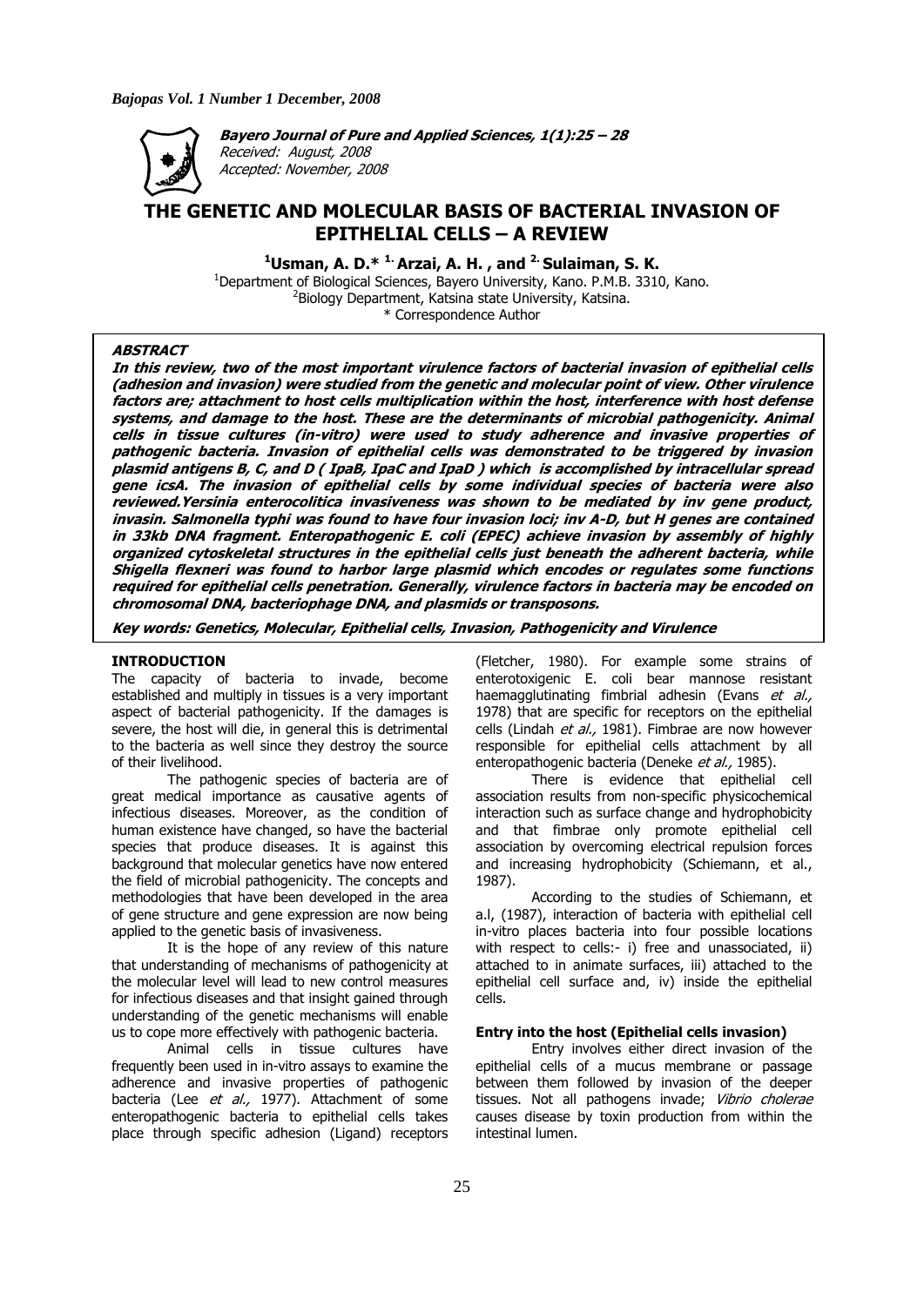**Bayero Journal of Pure and Applied Sciences, 1(1):25 – 28**
*Received: August, 2008*
*Accepted: November, 2008*

# THE GENETIC AND MOLECULAR BASIS OF BACTERIAL INVASION OF EPITHELIAL CELLS – A REVIEW

**[1]Usman, A. D.* [1.] Arzai, A. H. , and [2.] Sulaiman, S. K.**

[1]Department of Biological Sciences, Bayero University, Kano. P.M.B. 3310, Kano.
[2]Biology Department, Katsina state University, Katsina.
* Correspondence Author

### ABSTRACT

***In this review, two of the most important virulence factors of bacterial invasion of epithelial cells (adhesion and invasion) were studied from the genetic and molecular point of view. Other virulence factors are; attachment to host cells multiplication within the host, interference with host defense systems, and damage to the host. These are the determinants of microbial pathogenicity. Animal cells in tissue cultures (in-vitro) were used to study adherence and invasive properties of pathogenic bacteria. Invasion of epithelial cells was demonstrated to be triggered by invasion plasmid antigens B, C, and D ( IpaB, IpaC and IpaD ) which is accomplished by intracellular spread gene icsA. The invasion of epithelial cells by some individual species of bacteria were also reviewed.Yersinia enterocolitica invasiveness was shown to be mediated by inv gene product, invasin. Salmonella typhi was found to have four invasion loci; inv A-D, but H genes are contained in 33kb DNA fragment. Enteropathogenic E. coli (EPEC) achieve invasion by assembly of highly organized cytoskeletal structures in the epithelial cells just beneath the adherent bacteria, while Shigella flexneri was found to harbor large plasmid which encodes or regulates some functions required for epithelial cells penetration. Generally, virulence factors in bacteria may be encoded on chromosomal DNA, bacteriophage DNA, and plasmids or transposons.***

***Key words: Genetics, Molecular, Epithelial cells, Invasion, Pathogenicity and Virulence***

## INTRODUCTION

The capacity of bacteria to invade, become established and multiply in tissues is a very important aspect of bacterial pathogenicity. If the damages is severe, the host will die, in general this is detrimental to the bacteria as well since they destroy the source of their livelihood.

The pathogenic species of bacteria are of great medical importance as causative agents of infectious diseases. Moreover, as the condition of human existence have changed, so have the bacterial species that produce diseases. It is against this background that molecular genetics have now entered the field of microbial pathogenicity. The concepts and methodologies that have been developed in the area of gene structure and gene expression are now being applied to the genetic basis of invasiveness.

It is the hope of any review of this nature that understanding of mechanisms of pathogenicity at the molecular level will lead to new control measures for infectious diseases and that insight gained through understanding of the genetic mechanisms will enable us to cope more effectively with pathogenic bacteria.

Animal cells in tissue cultures have frequently been used in in-vitro assays to examine the adherence and invasive properties of pathogenic bacteria (Lee *et al.,* 1977). Attachment of some enteropathogenic bacteria to epithelial cells takes place through specific adhesion (Ligand) receptors (Fletcher, 1980). For example some strains of enterotoxigenic E. coli bear mannose resistant haemagglutinating fimbrial adhesin (Evans *et al.,* 1978) that are specific for receptors on the epithelial cells (Lindah *et al.,* 1981). Fimbrae are now however responsible for epithelial cells attachment by all enteropathogenic bacteria (Deneke *et al.,* 1985).

There is evidence that epithelial cell association results from non-specific physicochemical interaction such as surface change and hydrophobicity and that fimbrae only promote epithelial cell association by overcoming electrical repulsion forces and increasing hydrophobicity (Schiemann, et al., 1987).

According to the studies of Schiemann, et a.l, (1987), interaction of bacteria with epithelial cell in-vitro places bacteria into four possible locations with respect to cells:- i) free and unassociated, ii) attached to in animate surfaces, iii) attached to the epithelial cell surface and, iv) inside the epithelial cells.

### Entry into the host (Epithelial cells invasion)

Entry involves either direct invasion of the epithelial cells of a mucus membrane or passage between them followed by invasion of the deeper tissues. Not all pathogens invade; *Vibrio cholerae* causes disease by toxin production from within the intestinal lumen.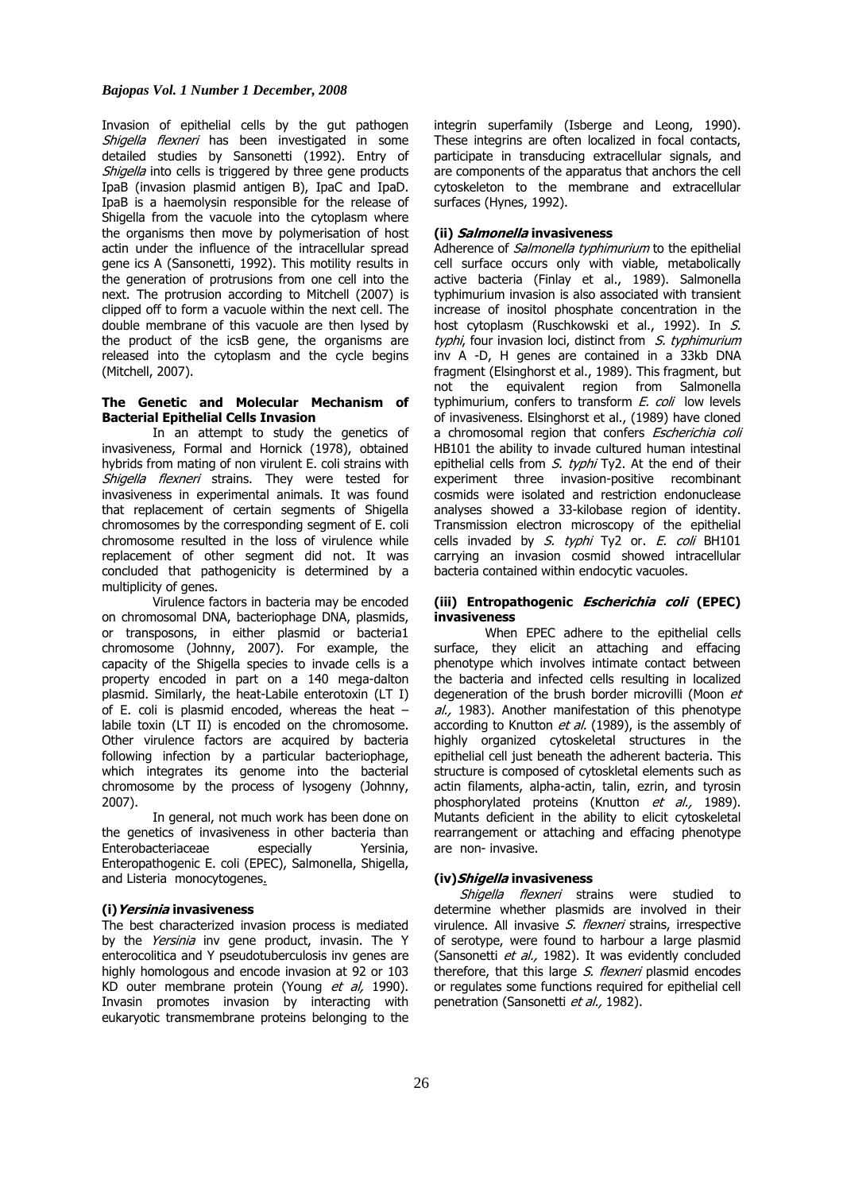Invasion of epithelial cells by the gut pathogen *Shigella flexneri* has been investigated in some detailed studies by Sansonetti (1992). Entry of *Shigella* into cells is triggered by three gene products IpaB (invasion plasmid antigen B), IpaC and IpaD. IpaB is a haemolysin responsible for the release of Shigella from the vacuole into the cytoplasm where the organisms then move by polymerisation of host actin under the influence of the intracellular spread gene ics A (Sansonetti, 1992). This motility results in the generation of protrusions from one cell into the next. The protrusion according to Mitchell (2007) is clipped off to form a vacuole within the next cell. The double membrane of this vacuole are then lysed by the product of the icsB gene, the organisms are released into the cytoplasm and the cycle begins (Mitchell, 2007).

## The Genetic and Molecular Mechanism of Bacterial Epithelial Cells Invasion

In an attempt to study the genetics of invasiveness, Formal and Hornick (1978), obtained hybrids from mating of non virulent E. coli strains with *Shigella flexneri* strains. They were tested for invasiveness in experimental animals. It was found that replacement of certain segments of Shigella chromosomes by the corresponding segment of E. coli chromosome resulted in the loss of virulence while replacement of other segment did not. It was concluded that pathogenicity is determined by a multiplicity of genes.

Virulence factors in bacteria may be encoded on chromosomal DNA, bacteriophage DNA, plasmids, or transposons, in either plasmid or bacteria1 chromosome (Johnny, 2007). For example, the capacity of the Shigella species to invade cells is a property encoded in part on a 140 mega-dalton plasmid. Similarly, the heat-Labile enterotoxin (LT I) of E. coli is plasmid encoded, whereas the heat – labile toxin (LT II) is encoded on the chromosome. Other virulence factors are acquired by bacteria following infection by a particular bacteriophage, which integrates its genome into the bacterial chromosome by the process of lysogeny (Johnny, 2007).

In general, not much work has been done on the genetics of invasiveness in other bacteria than Enterobacteriaceae especially Yersinia, Enteropathogenic E. coli (EPEC), Salmonella, Shigella, and Listeria monocytogenes.

### (i) *Yersinia* invasiveness

The best characterized invasion process is mediated by the *Yersinia* inv gene product, invasin. The Y enterocolitica and Y pseudotuberculosis inv genes are highly homologous and encode invasion at 92 or 103 KD outer membrane protein (Young *et al,* 1990). Invasin promotes invasion by interacting with eukaryotic transmembrane proteins belonging to the integrin superfamily (Isberge and Leong, 1990). These integrins are often localized in focal contacts, participate in transducing extracellular signals, and are components of the apparatus that anchors the cell cytoskeleton to the membrane and extracellular surfaces (Hynes, 1992).

### (ii) *Salmonella* invasiveness

Adherence of *Salmonella typhimurium* to the epithelial cell surface occurs only with viable, metabolically active bacteria (Finlay et al., 1989). Salmonella typhimurium invasion is also associated with transient increase of inositol phosphate concentration in the host cytoplasm (Ruschkowski et al., 1992). In *S. typhi*, four invasion loci, distinct from *S. typhimurium* inv A -D, H genes are contained in a 33kb DNA fragment (Elsinghorst et al., 1989). This fragment, but not the equivalent region from Salmonella typhimurium, confers to transform *E. coli* low levels of invasiveness. Elsinghorst et al., (1989) have cloned a chromosomal region that confers *Escherichia coli* HB101 the ability to invade cultured human intestinal epithelial cells from *S. typhi* Ty2. At the end of their experiment three invasion-positive recombinant cosmids were isolated and restriction endonuclease analyses showed a 33-kilobase region of identity. Transmission electron microscopy of the epithelial cells invaded by *S. typhi* Ty2 or. *E. coli* BH101 carrying an invasion cosmid showed intracellular bacteria contained within endocytic vacuoles.

### (iii) Entropathogenic *Escherichia coli* (EPEC) invasiveness

When EPEC adhere to the epithelial cells surface, they elicit an attaching and effacing phenotype which involves intimate contact between the bacteria and infected cells resulting in localized degeneration of the brush border microvilli (Moon *et al.,* 1983). Another manifestation of this phenotype according to Knutton *et al.* (1989), is the assembly of highly organized cytoskeletal structures in the epithelial cell just beneath the adherent bacteria. This structure is composed of cytoskeletal elements such as actin filaments, alpha-actin, talin, ezrin, and tyrosin phosphorylated proteins (Knutton *et al.,* 1989). Mutants deficient in the ability to elicit cytoskeletal rearrangement or attaching and effacing phenotype are non- invasive.

### (iv) *Shigella* invasiveness

*Shigella flexneri* strains were studied to determine whether plasmids are involved in their virulence. All invasive *S. flexneri* strains, irrespective of serotype, were found to harbour a large plasmid (Sansonetti *et al.,* 1982). It was evidently concluded therefore, that this large *S. flexneri* plasmid encodes or regulates some functions required for epithelial cell penetration (Sansonetti *et al.,* 1982).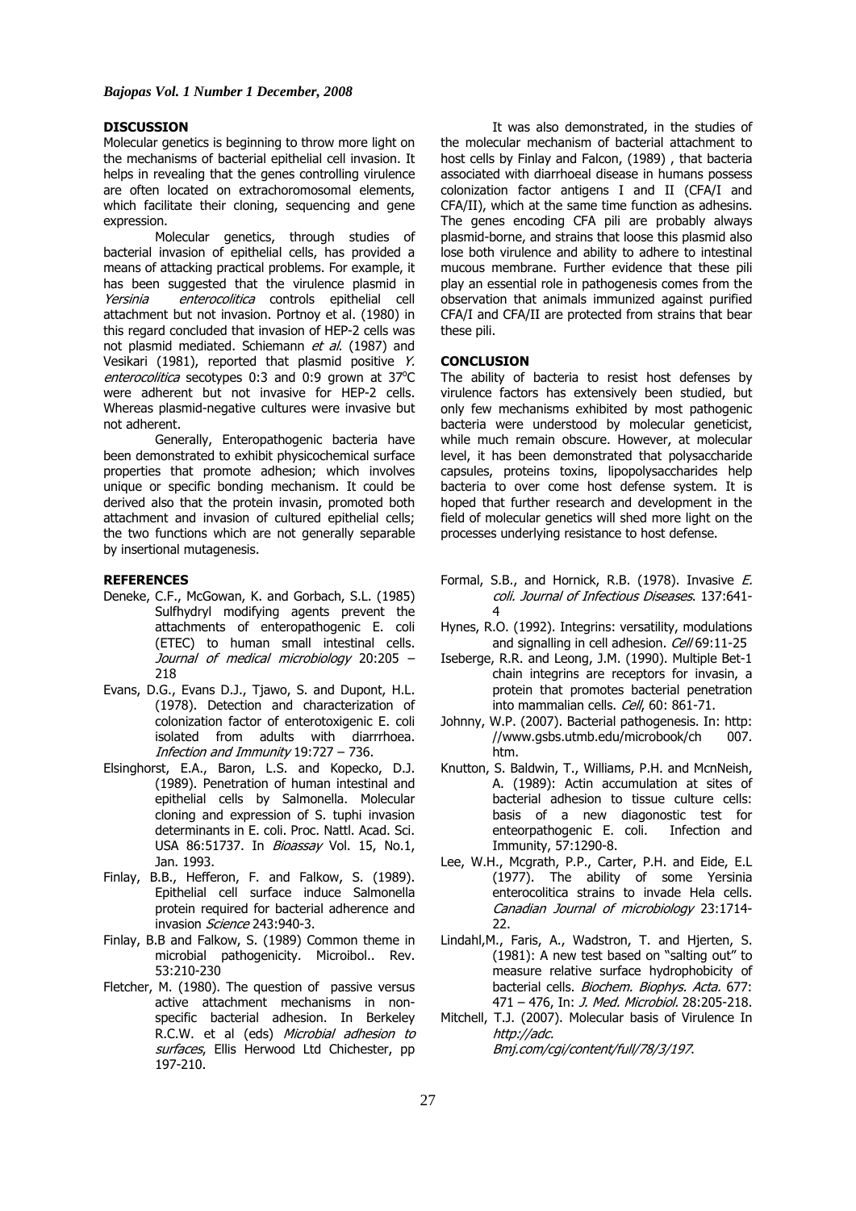## DISCUSSION

Molecular genetics is beginning to throw more light on the mechanisms of bacterial epithelial cell invasion. It helps in revealing that the genes controlling virulence are often located on extrachoromosomal elements, which facilitate their cloning, sequencing and gene expression.

Molecular genetics, through studies of bacterial invasion of epithelial cells, has provided a means of attacking practical problems. For example, it has been suggested that the virulence plasmid in *Yersinia enterocolitica* controls epithelial cell attachment but not invasion. Portnoy et al. (1980) in this regard concluded that invasion of HEP-2 cells was not plasmid mediated. Schiemann *et al*. (1987) and Vesikari (1981), reported that plasmid positive *Y. enterocolitica* secotypes 0:3 and 0:9 grown at 37$^{o}$C were adherent but not invasive for HEP-2 cells. Whereas plasmid-negative cultures were invasive but not adherent.

Generally, Enteropathogenic bacteria have been demonstrated to exhibit physicochemical surface properties that promote adhesion; which involves unique or specific bonding mechanism. It could be derived also that the protein invasin, promoted both attachment and invasion of cultured epithelial cells; the two functions which are not generally separable by insertional mutagenesis.

It was also demonstrated, in the studies of the molecular mechanism of bacterial attachment to host cells by Finlay and Falcon, (1989) , that bacteria associated with diarrhoeal disease in humans possess colonization factor antigens I and II (CFA/I and CFA/II), which at the same time function as adhesins. The genes encoding CFA pili are probably always plasmid-borne, and strains that loose this plasmid also lose both virulence and ability to adhere to intestinal mucous membrane. Further evidence that these pili play an essential role in pathogenesis comes from the observation that animals immunized against purified CFA/I and CFA/II are protected from strains that bear these pili.

## CONCLUSION

The ability of bacteria to resist host defenses by virulence factors has extensively been studied, but only few mechanisms exhibited by most pathogenic bacteria were understood by molecular geneticist, while much remain obscure. However, at molecular level, it has been demonstrated that polysaccharide capsules, proteins toxins, lipopolysaccharides help bacteria to over come host defense system. It is hoped that further research and development in the field of molecular genetics will shed more light on the processes underlying resistance to host defense.

## REFERENCES

Deneke, C.F., McGowan, K. and Gorbach, S.L. (1985) Sulfhydryl modifying agents prevent the attachments of enteropathogenic E. coli (ETEC) to human small intestinal cells. *Journal of medical microbiology* 20:205 – 218

Evans, D.G., Evans D.J., Tjawo, S. and Dupont, H.L. (1978). Detection and characterization of colonization factor of enterotoxigenic E. coli isolated from adults with diarrrhoea. *Infection and Immunity* 19:727 – 736.

Elsinghorst, E.A., Baron, L.S. and Kopecko, D.J. (1989). Penetration of human intestinal and epithelial cells by Salmonella. Molecular cloning and expression of S. tuphi invasion determinants in E. coli. Proc. Nattl. Acad. Sci. USA 86:51737. In *Bioassay* Vol. 15, No.1, Jan. 1993.

Finlay, B.B., Hefferon, F. and Falkow, S. (1989). Epithelial cell surface induce Salmonella protein required for bacterial adherence and invasion *Science* 243:940-3.

Finlay, B.B and Falkow, S. (1989) Common theme in microbial pathogenicity. Microibol.. Rev. 53:210-230

Fletcher, M. (1980). The question of passive versus active attachment mechanisms in non-specific bacterial adhesion. In Berkeley R.C.W. et al (eds) *Microbial adhesion to surfaces*, Ellis Herwood Ltd Chichester, pp 197-210.

Formal, S.B., and Hornick, R.B. (1978). Invasive *E. coli. Journal of Infectious Diseases*. 137:641-4

Hynes, R.O. (1992). Integrins: versatility, modulations and signalling in cell adhesion. *Cell* 69:11-25

Iseberge, R.R. and Leong, J.M. (1990). Multiple Bet-1 chain integrins are receptors for invasin, a protein that promotes bacterial penetration into mammalian cells. *Cell*, 60: 861-71.

Johnny, W.P. (2007). Bacterial pathogenesis. In: http://www.gsbs.utmb.edu/microbook/ch 007.htm.

Knutton, S. Baldwin, T., Williams, P.H. and McnNeish, A. (1989): Actin accumulation at sites of bacterial adhesion to tissue culture cells: basis of a new diagonostic test for enteorpathogenic E. coli. Infection and Immunity, 57:1290-8.

Lee, W.H., Mcgrath, P.P., Carter, P.H. and Eide, E.L (1977). The ability of some Yersinia enterocolitica strains to invade Hela cells. *Canadian Journal of microbiology* 23:1714-22.

Lindahl,M., Faris, A., Wadstron, T. and Hjerten, S. (1981): A new test based on "salting out" to measure relative surface hydrophobicity of bacterial cells. *Biochem. Biophys. Acta.* 677: 471 – 476, In: *J. Med. Microbiol.* 28:205-218.

Mitchell, T.J. (2007). Molecular basis of Virulence In *http://adc. Bmj.com/cgi/content/full/78/3/197*.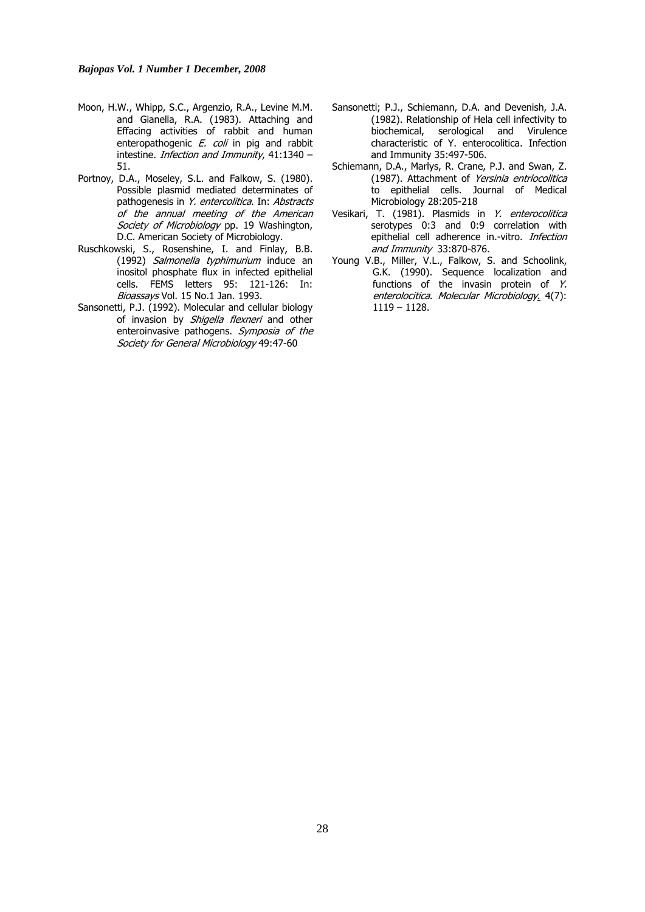Moon, H.W., Whipp, S.C., Argenzio, R.A., Levine M.M. and Gianella, R.A. (1983). Attaching and Effacing activities of rabbit and human enteropathogenic *E. coli* in pig and rabbit intestine. *Infection and Immunity*, 41:1340 – 51.

Portnoy, D.A., Moseley, S.L. and Falkow, S. (1980). Possible plasmid mediated determinates of pathogenesis in *Y. entercolitica*. In: *Abstracts of the annual meeting of the American Society of Microbiology* pp. 19 Washington, D.C. American Society of Microbiology.

Ruschkowski, S., Rosenshine, I. and Finlay, B.B. (1992) *Salmonella typhimurium* induce an inositol phosphate flux in infected epithelial cells. FEMS letters 95: 121-126: In: *Bioassays* Vol. 15 No.1 Jan. 1993.

Sansonetti, P.J. (1992). Molecular and cellular biology of invasion by *Shigella flexneri* and other enteroinvasive pathogens. *Symposia of the Society for General Microbiology* 49:47-60

Sansonetti; P.J., Schiemann, D.A. and Devenish, J.A. (1982). Relationship of Hela cell infectivity to biochemical, serological and Virulence characteristic of Y. enterocolitica. Infection and Immunity 35:497-506.

Schiemann, D.A., Marlys, R. Crane, P.J. and Swan, Z. (1987). Attachment of *Yersinia entrlocolitica* to epithelial cells. Journal of Medical Microbiology 28:205-218

Vesikari, T. (1981). Plasmids in *Y. enterocolitica* serotypes 0:3 and 0:9 correlation with epithelial cell adherence in.-vitro. *Infection and Immunity* 33:870-876.

Young V.B., Miller, V.L., Falkow, S. and Schoolink, G.K. (1990). Sequence localization and functions of the invasin protein of *Y. enterolocitica*. *Molecular Microbiology*. 4(7): 1119 – 1128.